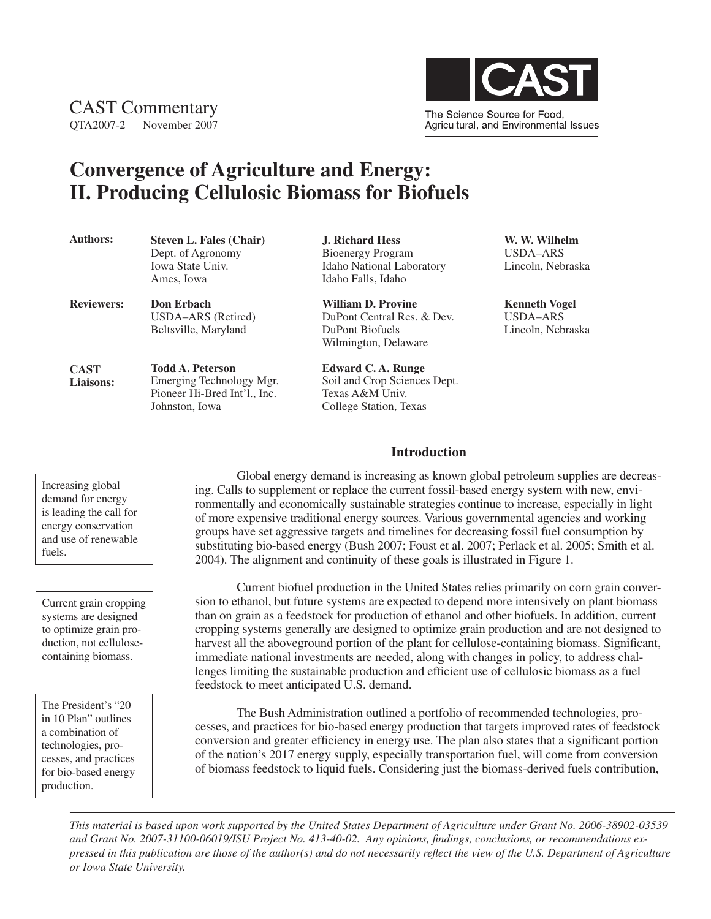CAST Commentary
QTA2007-2 November 2007

CAST

The Science Source for Food, Agricultural, and Environmental Issues

# Convergence of Agriculture and Energy: II. Producing Cellulosic Biomass for Biofuels

**Authors:**

**Steven L. Fales (Chair)**
Dept. of Agronomy
Iowa State Univ.
Ames, Iowa

**J. Richard Hess**
Bioenergy Program
Idaho National Laboratory
Idaho Falls, Idaho

**W. W. Wilhelm**
USDA–ARS
Lincoln, Nebraska

**Reviewers:**

**Don Erbach**
USDA–ARS (Retired)
Beltsville, Maryland

**William D. Provine**
DuPont Central Res. & Dev.
DuPont Biofuels
Wilmington, Delaware

**Kenneth Vogel**
USDA–ARS
Lincoln, Nebraska

**CAST Liaisons:**

**Todd A. Peterson**
Emerging Technology Mgr.
Pioneer Hi-Bred Int'l., Inc.
Johnston, Iowa

**Edward C. A. Runge**
Soil and Crop Sciences Dept.
Texas A&M Univ.
College Station, Texas

## Introduction

> Increasing global demand for energy is leading the call for energy conservation and use of renewable fuels.

Global energy demand is increasing as known global petroleum supplies are decreasing. Calls to supplement or replace the current fossil-based energy system with new, environmentally and economically sustainable strategies continue to increase, especially in light of more expensive traditional energy sources. Various governmental agencies and working groups have set aggressive targets and timelines for decreasing fossil fuel consumption by substituting bio-based energy (Bush 2007; Foust et al. 2007; Perlack et al. 2005; Smith et al. 2004). The alignment and continuity of these goals is illustrated in Figure 1.

> Current grain cropping systems are designed to optimize grain production, not cellulose-containing biomass.

Current biofuel production in the United States relies primarily on corn grain conversion to ethanol, but future systems are expected to depend more intensively on plant biomass than on grain as a feedstock for production of ethanol and other biofuels. In addition, current cropping systems generally are designed to optimize grain production and are not designed to harvest all the aboveground portion of the plant for cellulose-containing biomass. Significant, immediate national investments are needed, along with changes in policy, to address challenges limiting the sustainable production and efficient use of cellulosic biomass as a fuel feedstock to meet anticipated U.S. demand.

> The President's "20 in 10 Plan" outlines a combination of technologies, processes, and practices for bio-based energy production.

The Bush Administration outlined a portfolio of recommended technologies, processes, and practices for bio-based energy production that targets improved rates of feedstock conversion and greater efficiency in energy use. The plan also states that a significant portion of the nation's 2017 energy supply, especially transportation fuel, will come from conversion of biomass feedstock to liquid fuels. Considering just the biomass-derived fuels contribution,

*This material is based upon work supported by the United States Department of Agriculture under Grant No. 2006-38902-03539 and Grant No. 2007-31100-06019/ISU Project No. 413-40-02. Any opinions, findings, conclusions, or recommendations expressed in this publication are those of the author(s) and do not necessarily reflect the view of the U.S. Department of Agriculture or Iowa State University.*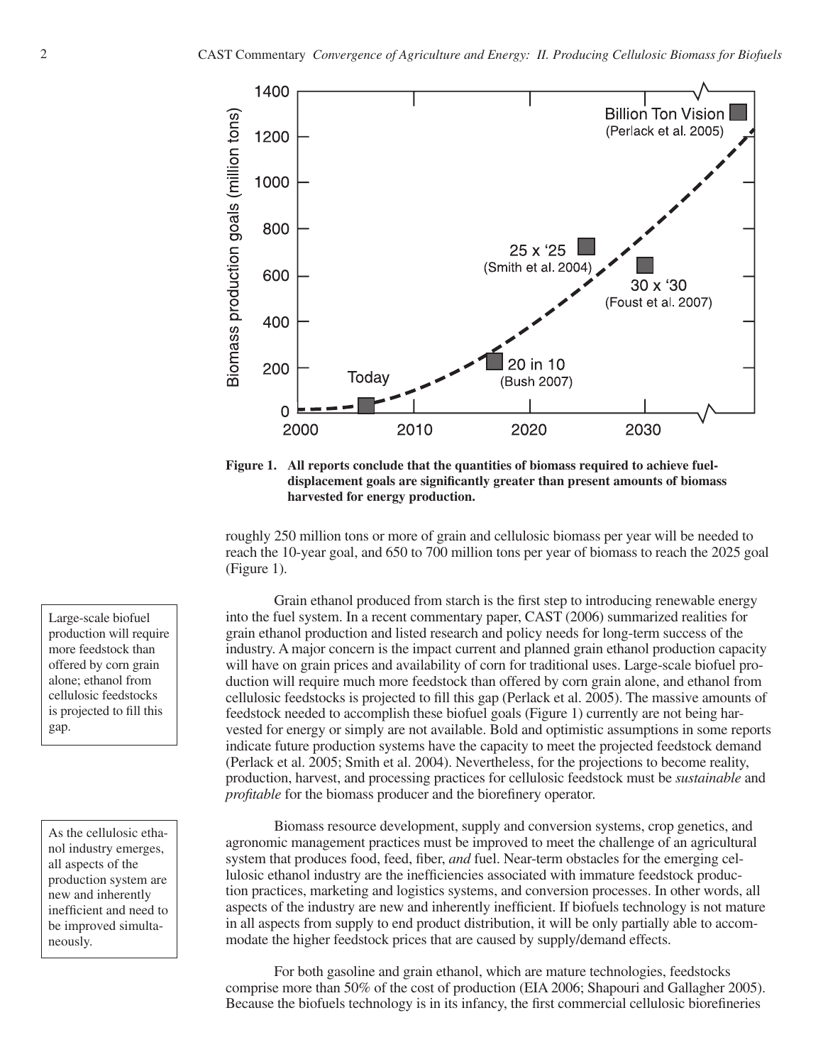1400
1200
1000
800
600
400
200
0

Biomass production goals (million tons)

2000
2010
2020
2030

Billion Ton Vision
(Perlack et al. 2005)

25 x '25
(Smith et al. 2004)

30 x '30
(Foust et al. 2007)

20 in 10
(Bush 2007)

Today

**Figure 1. All reports conclude that the quantities of biomass required to achieve fuel-displacement goals are significantly greater than present amounts of biomass harvested for energy production.**

roughly 250 million tons or more of grain and cellulosic biomass per year will be needed to reach the 10-year goal, and 650 to 700 million tons per year of biomass to reach the 2025 goal (Figure 1).

> Large-scale biofuel production will require more feedstock than offered by corn grain alone; ethanol from cellulosic feedstocks is projected to fill this gap.

Grain ethanol produced from starch is the first step to introducing renewable energy into the fuel system. In a recent commentary paper, CAST (2006) summarized realities for grain ethanol production and listed research and policy needs for long-term success of the industry. A major concern is the impact current and planned grain ethanol production capacity will have on grain prices and availability of corn for traditional uses. Large-scale biofuel production will require much more feedstock than offered by corn grain alone, and ethanol from cellulosic feedstocks is projected to fill this gap (Perlack et al. 2005). The massive amounts of feedstock needed to accomplish these biofuel goals (Figure 1) currently are not being harvested for energy or simply are not available. Bold and optimistic assumptions in some reports indicate future production systems have the capacity to meet the projected feedstock demand (Perlack et al. 2005; Smith et al. 2004). Nevertheless, for the projections to become reality, production, harvest, and processing practices for cellulosic feedstock must be *sustainable* and *profitable* for the biomass producer and the biorefinery operator.

> As the cellulosic ethanol industry emerges, all aspects of the production system are new and inherently inefficient and need to be improved simultaneously.

Biomass resource development, supply and conversion systems, crop genetics, and agronomic management practices must be improved to meet the challenge of an agricultural system that produces food, feed, fiber, *and* fuel. Near-term obstacles for the emerging cellulosic ethanol industry are the inefficiencies associated with immature feedstock production practices, marketing and logistics systems, and conversion processes. In other words, all aspects of the industry are new and inherently inefficient. If biofuels technology is not mature in all aspects from supply to end product distribution, it will be only partially able to accommodate the higher feedstock prices that are caused by supply/demand effects.

For both gasoline and grain ethanol, which are mature technologies, feedstocks comprise more than 50% of the cost of production (EIA 2006; Shapouri and Gallagher 2005). Because the biofuels technology is in its infancy, the first commercial cellulosic biorefineries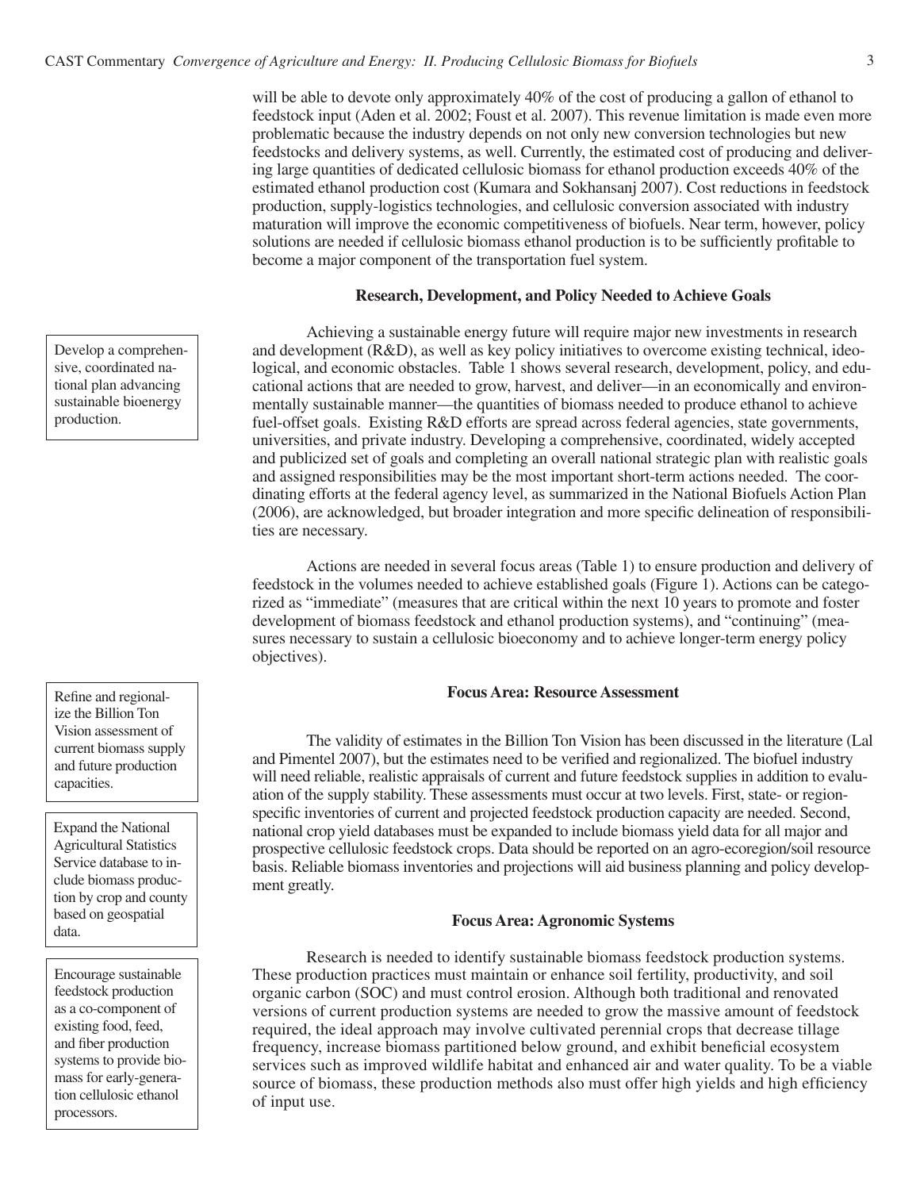will be able to devote only approximately 40% of the cost of producing a gallon of ethanol to feedstock input (Aden et al. 2002; Foust et al. 2007). This revenue limitation is made even more problematic because the industry depends on not only new conversion technologies but new feedstocks and delivery systems, as well. Currently, the estimated cost of producing and delivering large quantities of dedicated cellulosic biomass for ethanol production exceeds 40% of the estimated ethanol production cost (Kumara and Sokhansanj 2007). Cost reductions in feedstock production, supply-logistics technologies, and cellulosic conversion associated with industry maturation will improve the economic competitiveness of biofuels. Near term, however, policy solutions are needed if cellulosic biomass ethanol production is to be sufficiently profitable to become a major component of the transportation fuel system.

### Research, Development, and Policy Needed to Achieve Goals

> Develop a comprehensive, coordinated national plan advancing sustainable bioenergy production.

Achieving a sustainable energy future will require major new investments in research and development (R&D), as well as key policy initiatives to overcome existing technical, ideological, and economic obstacles. Table 1 shows several research, development, policy, and educational actions that are needed to grow, harvest, and deliver—in an economically and environmentally sustainable manner—the quantities of biomass needed to produce ethanol to achieve fuel-offset goals. Existing R&D efforts are spread across federal agencies, state governments, universities, and private industry. Developing a comprehensive, coordinated, widely accepted and publicized set of goals and completing an overall national strategic plan with realistic goals and assigned responsibilities may be the most important short-term actions needed. The coordinating efforts at the federal agency level, as summarized in the National Biofuels Action Plan (2006), are acknowledged, but broader integration and more specific delineation of responsibilities are necessary.

Actions are needed in several focus areas (Table 1) to ensure production and delivery of feedstock in the volumes needed to achieve established goals (Figure 1). Actions can be categorized as "immediate" (measures that are critical within the next 10 years to promote and foster development of biomass feedstock and ethanol production systems), and "continuing" (measures necessary to sustain a cellulosic bioeconomy and to achieve longer-term energy policy objectives).

### Focus Area: Resource Assessment

> Refine and regionalize the Billion Ton Vision assessment of current biomass supply and future production capacities.

> Expand the National Agricultural Statistics Service database to include biomass production by crop and county based on geospatial data.

The validity of estimates in the Billion Ton Vision has been discussed in the literature (Lal and Pimentel 2007), but the estimates need to be verified and regionalized. The biofuel industry will need reliable, realistic appraisals of current and future feedstock supplies in addition to evaluation of the supply stability. These assessments must occur at two levels. First, state- or region-specific inventories of current and projected feedstock production capacity are needed. Second, national crop yield databases must be expanded to include biomass yield data for all major and prospective cellulosic feedstock crops. Data should be reported on an agro-ecoregion/soil resource basis. Reliable biomass inventories and projections will aid business planning and policy development greatly.

### Focus Area: Agronomic Systems

> Encourage sustainable feedstock production as a co-component of existing food, feed, and fiber production systems to provide biomass for early-generation cellulosic ethanol processors.

Research is needed to identify sustainable biomass feedstock production systems. These production practices must maintain or enhance soil fertility, productivity, and soil organic carbon (SOC) and must control erosion. Although both traditional and renovated versions of current production systems are needed to grow the massive amount of feedstock required, the ideal approach may involve cultivated perennial crops that decrease tillage frequency, increase biomass partitioned below ground, and exhibit beneficial ecosystem services such as improved wildlife habitat and enhanced air and water quality. To be a viable source of biomass, these production methods also must offer high yields and high efficiency of input use.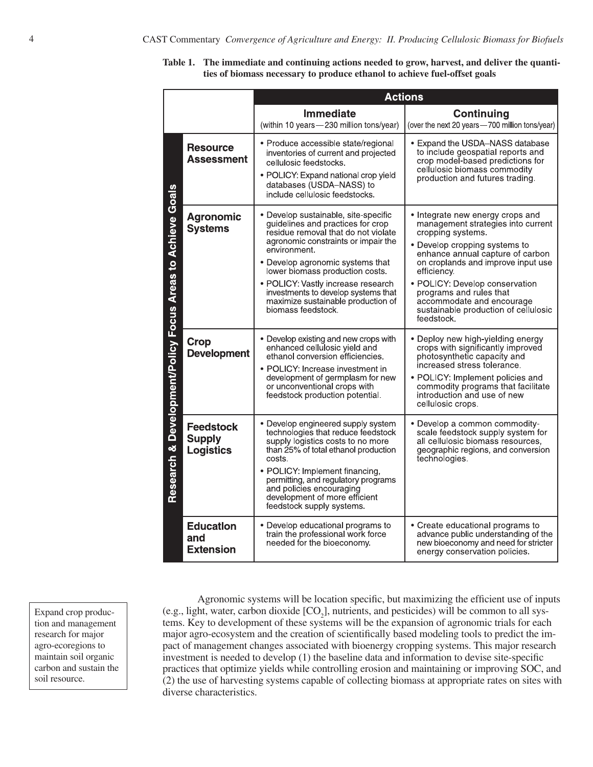**Table 1. The immediate and continuing actions needed to grow, harvest, and deliver the quantities of biomass necessary to produce ethanol to achieve fuel-offset goals**

| Research & Development/Policy Focus Areas to Achieve Goals | Actions: Immediate (within 10 years—230 million tons/year) | Actions: Continuing (over the next 20 years—700 million tons/year) |
|---|---|---|
| **Resource Assessment** | • Produce accessible state/regional inventories of current and projected cellulosic feedstocks.<br>• POLICY: Expand national crop yield databases (USDA–NASS) to include cellulosic feedstocks. | • Expand the USDA–NASS database to include geospatial reports and crop model-based predictions for cellulosic biomass commodity production and futures trading. |
| **Agronomic Systems** | • Develop sustainable, site-specific guidelines and practices for crop residue removal that do not violate agronomic constraints or impair the environment.<br>• Develop agronomic systems that lower biomass production costs.<br>• POLICY: Vastly increase research investments to develop systems that maximize sustainable production of biomass feedstock. | • Integrate new energy crops and management strategies into current cropping systems.<br>• Develop cropping systems to enhance annual capture of carbon on croplands and improve input use efficiency.<br>• POLICY: Develop conservation programs and rules that accommodate and encourage sustainable production of cellulosic feedstock. |
| **Crop Development** | • Develop existing and new crops with enhanced cellulosic yield and ethanol conversion efficiencies.<br>• POLICY: Increase investment in development of germplasm for new or unconventional crops with feedstock production potential. | • Deploy new high-yielding energy crops with significantly improved photosynthetic capacity and increased stress tolerance.<br>• POLICY: Implement policies and commodity programs that facilitate introduction and use of new cellulosic crops. |
| **Feedstock Supply Logistics** | • Develop engineered supply system technologies that reduce feedstock supply logistics costs to no more than 25% of total ethanol production costs.<br>• POLICY: Implement financing, permitting, and regulatory programs and policies encouraging development of more efficient feedstock supply systems. | • Develop a common commodity-scale feedstock supply system for all cellulosic biomass resources, geographic regions, and conversion technologies. |
| **Education and Extension** | • Develop educational programs to train the professional work force needed for the bioeconomy. | • Create educational programs to advance public understanding of the new bioeconomy and need for stricter energy conservation policies. |

Expand crop production and management research for major agro-ecoregions to maintain soil organic carbon and sustain the soil resource.

Agronomic systems will be location specific, but maximizing the efficient use of inputs (e.g., light, water, carbon dioxide [$CO_2$], nutrients, and pesticides) will be common to all systems. Key to development of these systems will be the expansion of agronomic trials for each major agro-ecosystem and the creation of scientifically based modeling tools to predict the impact of management changes associated with bioenergy cropping systems. This major research investment is needed to develop (1) the baseline data and information to devise site-specific practices that optimize yields while controlling erosion and maintaining or improving SOC, and (2) the use of harvesting systems capable of collecting biomass at appropriate rates on sites with diverse characteristics.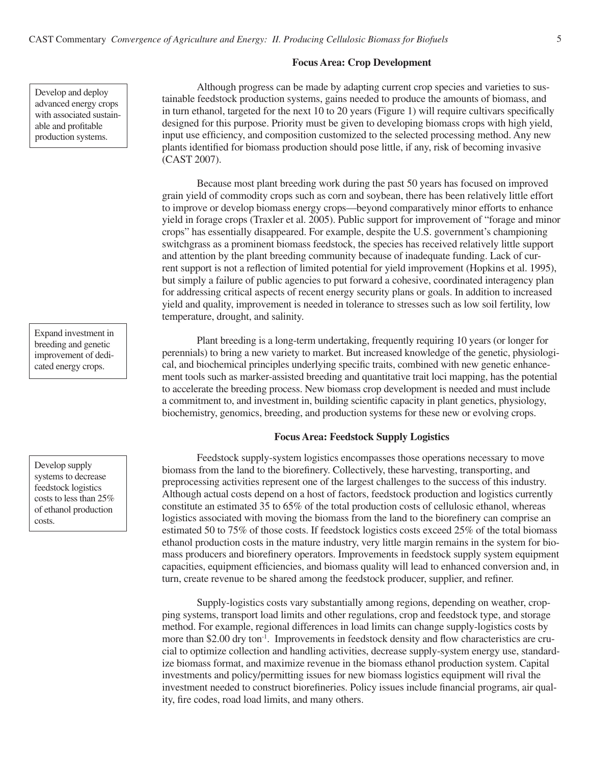## Focus Area: Crop Development

> Develop and deploy advanced energy crops with associated sustainable and profitable production systems.

Although progress can be made by adapting current crop species and varieties to sustainable feedstock production systems, gains needed to produce the amounts of biomass, and in turn ethanol, targeted for the next 10 to 20 years (Figure 1) will require cultivars specifically designed for this purpose. Priority must be given to developing biomass crops with high yield, input use efficiency, and composition customized to the selected processing method. Any new plants identified for biomass production should pose little, if any, risk of becoming invasive (CAST 2007).

Because most plant breeding work during the past 50 years has focused on improved grain yield of commodity crops such as corn and soybean, there has been relatively little effort to improve or develop biomass energy crops—beyond comparatively minor efforts to enhance yield in forage crops (Traxler et al. 2005). Public support for improvement of "forage and minor crops" has essentially disappeared. For example, despite the U.S. government's championing switchgrass as a prominent biomass feedstock, the species has received relatively little support and attention by the plant breeding community because of inadequate funding. Lack of current support is not a reflection of limited potential for yield improvement (Hopkins et al. 1995), but simply a failure of public agencies to put forward a cohesive, coordinated interagency plan for addressing critical aspects of recent energy security plans or goals. In addition to increased yield and quality, improvement is needed in tolerance to stresses such as low soil fertility, low temperature, drought, and salinity.

> Expand investment in breeding and genetic improvement of dedicated energy crops.

Plant breeding is a long-term undertaking, frequently requiring 10 years (or longer for perennials) to bring a new variety to market. But increased knowledge of the genetic, physiological, and biochemical principles underlying specific traits, combined with new genetic enhancement tools such as marker-assisted breeding and quantitative trait loci mapping, has the potential to accelerate the breeding process. New biomass crop development is needed and must include a commitment to, and investment in, building scientific capacity in plant genetics, physiology, biochemistry, genomics, breeding, and production systems for these new or evolving crops.

## Focus Area: Feedstock Supply Logistics

> Develop supply systems to decrease feedstock logistics costs to less than 25% of ethanol production costs.

Feedstock supply-system logistics encompasses those operations necessary to move biomass from the land to the biorefinery. Collectively, these harvesting, transporting, and preprocessing activities represent one of the largest challenges to the success of this industry. Although actual costs depend on a host of factors, feedstock production and logistics currently constitute an estimated 35 to 65% of the total production costs of cellulosic ethanol, whereas logistics associated with moving the biomass from the land to the biorefinery can comprise an estimated 50 to 75% of those costs. If feedstock logistics costs exceed 25% of the total biomass ethanol production costs in the mature industry, very little margin remains in the system for biomass producers and biorefinery operators. Improvements in feedstock supply system equipment capacities, equipment efficiencies, and biomass quality will lead to enhanced conversion and, in turn, create revenue to be shared among the feedstock producer, supplier, and refiner.

Supply-logistics costs vary substantially among regions, depending on weather, cropping systems, transport load limits and other regulations, crop and feedstock type, and storage method. For example, regional differences in load limits can change supply-logistics costs by more than \$2.00 dry ton$^{-1}$. Improvements in feedstock density and flow characteristics are crucial to optimize collection and handling activities, decrease supply-system energy use, standardize biomass format, and maximize revenue in the biomass ethanol production system. Capital investments and policy/permitting issues for new biomass logistics equipment will rival the investment needed to construct biorefineries. Policy issues include financial programs, air quality, fire codes, road load limits, and many others.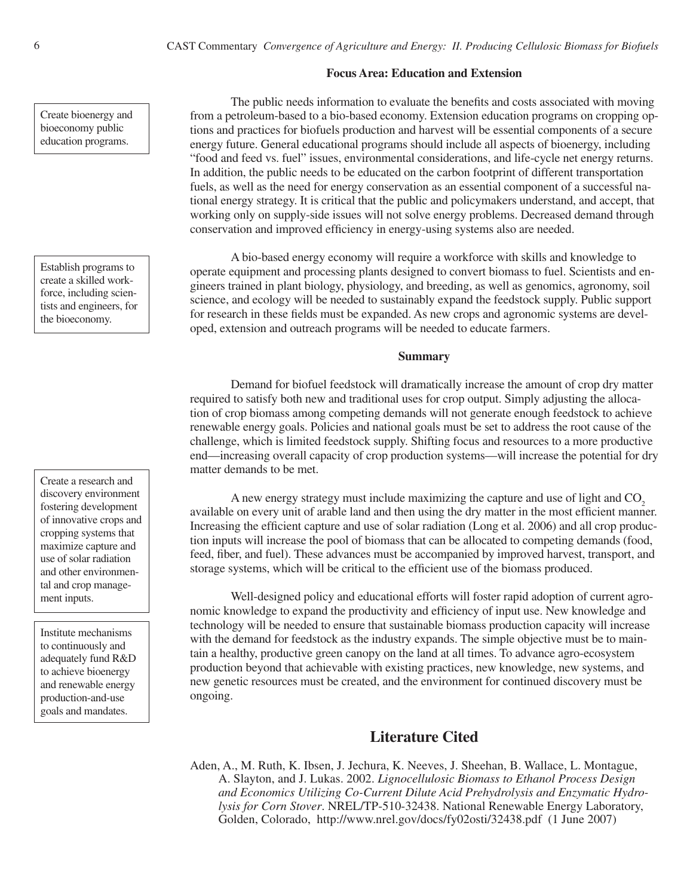### Focus Area: Education and Extension

Create bioenergy and bioeconomy public education programs.

The public needs information to evaluate the benefits and costs associated with moving from a petroleum-based to a bio-based economy. Extension education programs on cropping options and practices for biofuels production and harvest will be essential components of a secure energy future. General educational programs should include all aspects of bioenergy, including "food and feed vs. fuel" issues, environmental considerations, and life-cycle net energy returns. In addition, the public needs to be educated on the carbon footprint of different transportation fuels, as well as the need for energy conservation as an essential component of a successful national energy strategy. It is critical that the public and policymakers understand, and accept, that working only on supply-side issues will not solve energy problems. Decreased demand through conservation and improved efficiency in energy-using systems also are needed.

Establish programs to create a skilled workforce, including scientists and engineers, for the bioeconomy.

A bio-based energy economy will require a workforce with skills and knowledge to operate equipment and processing plants designed to convert biomass to fuel. Scientists and engineers trained in plant biology, physiology, and breeding, as well as genomics, agronomy, soil science, and ecology will be needed to sustainably expand the feedstock supply. Public support for research in these fields must be expanded. As new crops and agronomic systems are developed, extension and outreach programs will be needed to educate farmers.

### Summary

Demand for biofuel feedstock will dramatically increase the amount of crop dry matter required to satisfy both new and traditional uses for crop output. Simply adjusting the allocation of crop biomass among competing demands will not generate enough feedstock to achieve renewable energy goals. Policies and national goals must be set to address the root cause of the challenge, which is limited feedstock supply. Shifting focus and resources to a more productive end—increasing overall capacity of crop production systems—will increase the potential for dry matter demands to be met.

Create a research and discovery environment fostering development of innovative crops and cropping systems that maximize capture and use of solar radiation and other environmental and crop management inputs.

A new energy strategy must include maximizing the capture and use of light and $CO_2$ available on every unit of arable land and then using the dry matter in the most efficient manner. Increasing the efficient capture and use of solar radiation (Long et al. 2006) and all crop production inputs will increase the pool of biomass that can be allocated to competing demands (food, feed, fiber, and fuel). These advances must be accompanied by improved harvest, transport, and storage systems, which will be critical to the efficient use of the biomass produced.

Institute mechanisms to continuously and adequately fund R&D to achieve bioenergy and renewable energy production-and-use goals and mandates.

Well-designed policy and educational efforts will foster rapid adoption of current agronomic knowledge to expand the productivity and efficiency of input use. New knowledge and technology will be needed to ensure that sustainable biomass production capacity will increase with the demand for feedstock as the industry expands. The simple objective must be to maintain a healthy, productive green canopy on the land at all times. To advance agro-ecosystem production beyond that achievable with existing practices, new knowledge, new systems, and new genetic resources must be created, and the environment for continued discovery must be ongoing.

## Literature Cited

Aden, A., M. Ruth, K. Ibsen, J. Jechura, K. Neeves, J. Sheehan, B. Wallace, L. Montague, A. Slayton, and J. Lukas. 2002. *Lignocellulosic Biomass to Ethanol Process Design and Economics Utilizing Co-Current Dilute Acid Prehydrolysis and Enzymatic Hydrolysis for Corn Stover*. NREL/TP-510-32438. National Renewable Energy Laboratory, Golden, Colorado, http://www.nrel.gov/docs/fy02osti/32438.pdf (1 June 2007)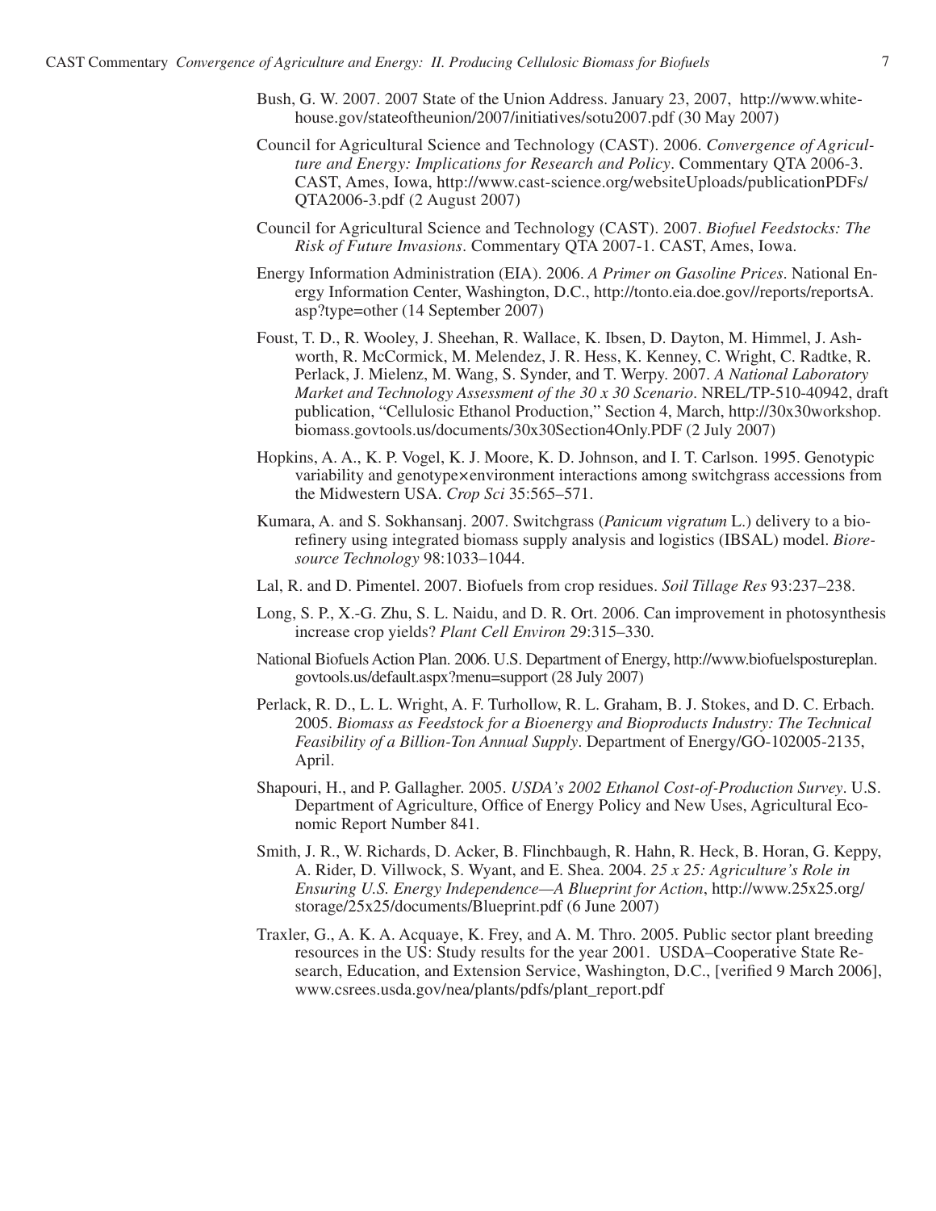Bush, G. W. 2007. 2007 State of the Union Address. January 23, 2007, http://www.whitehouse.gov/stateoftheunion/2007/initiatives/sotu2007.pdf (30 May 2007)

Council for Agricultural Science and Technology (CAST). 2006. *Convergence of Agriculture and Energy: Implications for Research and Policy*. Commentary QTA 2006-3. CAST, Ames, Iowa, http://www.cast-science.org/websiteUploads/publicationPDFs/QTA2006-3.pdf (2 August 2007)

Council for Agricultural Science and Technology (CAST). 2007. *Biofuel Feedstocks: The Risk of Future Invasions*. Commentary QTA 2007-1. CAST, Ames, Iowa.

Energy Information Administration (EIA). 2006. *A Primer on Gasoline Prices*. National Energy Information Center, Washington, D.C., http://tonto.eia.doe.gov//reports/reportsA.asp?type=other (14 September 2007)

Foust, T. D., R. Wooley, J. Sheehan, R. Wallace, K. Ibsen, D. Dayton, M. Himmel, J. Ashworth, R. McCormick, M. Melendez, J. R. Hess, K. Kenney, C. Wright, C. Radtke, R. Perlack, J. Mielenz, M. Wang, S. Synder, and T. Werpy. 2007. *A National Laboratory Market and Technology Assessment of the 30 x 30 Scenario*. NREL/TP-510-40942, draft publication, "Cellulosic Ethanol Production," Section 4, March, http://30x30workshop.biomass.govtools.us/documents/30x30Section4Only.PDF (2 July 2007)

Hopkins, A. A., K. P. Vogel, K. J. Moore, K. D. Johnson, and I. T. Carlson. 1995. Genotypic variability and genotype×environment interactions among switchgrass accessions from the Midwestern USA. *Crop Sci* 35:565–571.

Kumara, A. and S. Sokhansanj. 2007. Switchgrass (*Panicum vigratum* L.) delivery to a biorefinery using integrated biomass supply analysis and logistics (IBSAL) model. *Bioresource Technology* 98:1033–1044.

Lal, R. and D. Pimentel. 2007. Biofuels from crop residues. *Soil Tillage Res* 93:237–238.

Long, S. P., X.-G. Zhu, S. L. Naidu, and D. R. Ort. 2006. Can improvement in photosynthesis increase crop yields? *Plant Cell Environ* 29:315–330.

National Biofuels Action Plan. 2006. U.S. Department of Energy, http://www.biofuelspostureplan.govtools.us/default.aspx?menu=support (28 July 2007)

Perlack, R. D., L. L. Wright, A. F. Turhollow, R. L. Graham, B. J. Stokes, and D. C. Erbach. 2005. *Biomass as Feedstock for a Bioenergy and Bioproducts Industry: The Technical Feasibility of a Billion-Ton Annual Supply*. Department of Energy/GO-102005-2135, April.

Shapouri, H., and P. Gallagher. 2005. *USDA's 2002 Ethanol Cost-of-Production Survey*. U.S. Department of Agriculture, Office of Energy Policy and New Uses, Agricultural Economic Report Number 841.

Smith, J. R., W. Richards, D. Acker, B. Flinchbaugh, R. Hahn, R. Heck, B. Horan, G. Keppy, A. Rider, D. Villwock, S. Wyant, and E. Shea. 2004. *25 x 25: Agriculture's Role in Ensuring U.S. Energy Independence—A Blueprint for Action*, http://www.25x25.org/storage/25x25/documents/Blueprint.pdf (6 June 2007)

Traxler, G., A. K. A. Acquaye, K. Frey, and A. M. Thro. 2005. Public sector plant breeding resources in the US: Study results for the year 2001. USDA–Cooperative State Research, Education, and Extension Service, Washington, D.C., [verified 9 March 2006], www.csrees.usda.gov/nea/plants/pdfs/plant_report.pdf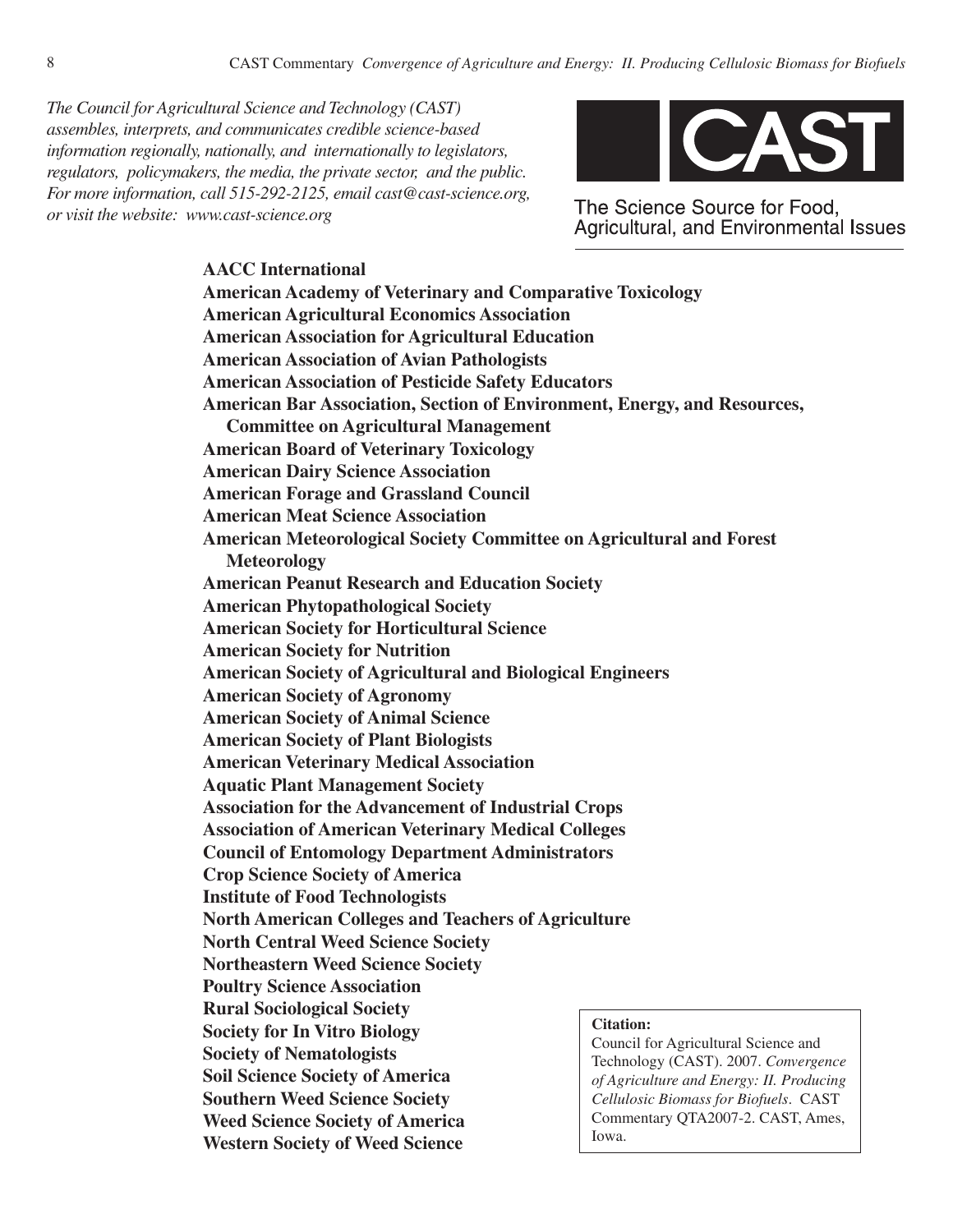*The Council for Agricultural Science and Technology (CAST) assembles, interprets, and communicates credible science-based information regionally, nationally, and internationally to legislators, regulators, policymakers, the media, the private sector, and the public. For more information, call 515-292-2125, email cast@cast-science.org, or visit the website: www.cast-science.org*

CAST

The Science Source for Food, Agricultural, and Environmental Issues

**AACC International**
**American Academy of Veterinary and Comparative Toxicology**
**American Agricultural Economics Association**
**American Association for Agricultural Education**
**American Association of Avian Pathologists**
**American Association of Pesticide Safety Educators**
**American Bar Association, Section of Environment, Energy, and Resources, Committee on Agricultural Management**
**American Board of Veterinary Toxicology**
**American Dairy Science Association**
**American Forage and Grassland Council**
**American Meat Science Association**
**American Meteorological Society Committee on Agricultural and Forest Meteorology**
**American Peanut Research and Education Society**
**American Phytopathological Society**
**American Society for Horticultural Science**
**American Society for Nutrition**
**American Society of Agricultural and Biological Engineers**
**American Society of Agronomy**
**American Society of Animal Science**
**American Society of Plant Biologists**
**American Veterinary Medical Association**
**Aquatic Plant Management Society**
**Association for the Advancement of Industrial Crops**
**Association of American Veterinary Medical Colleges**
**Council of Entomology Department Administrators**
**Crop Science Society of America**
**Institute of Food Technologists**
**North American Colleges and Teachers of Agriculture**
**North Central Weed Science Society**
**Northeastern Weed Science Society**
**Poultry Science Association**
**Rural Sociological Society**
**Society for In Vitro Biology**
**Society of Nematologists**
**Soil Science Society of America**
**Southern Weed Science Society**
**Weed Science Society of America**
**Western Society of Weed Science**

**Citation:**
Council for Agricultural Science and Technology (CAST). 2007. *Convergence of Agriculture and Energy: II. Producing Cellulosic Biomass for Biofuels*. CAST Commentary QTA2007-2. CAST, Ames, Iowa.